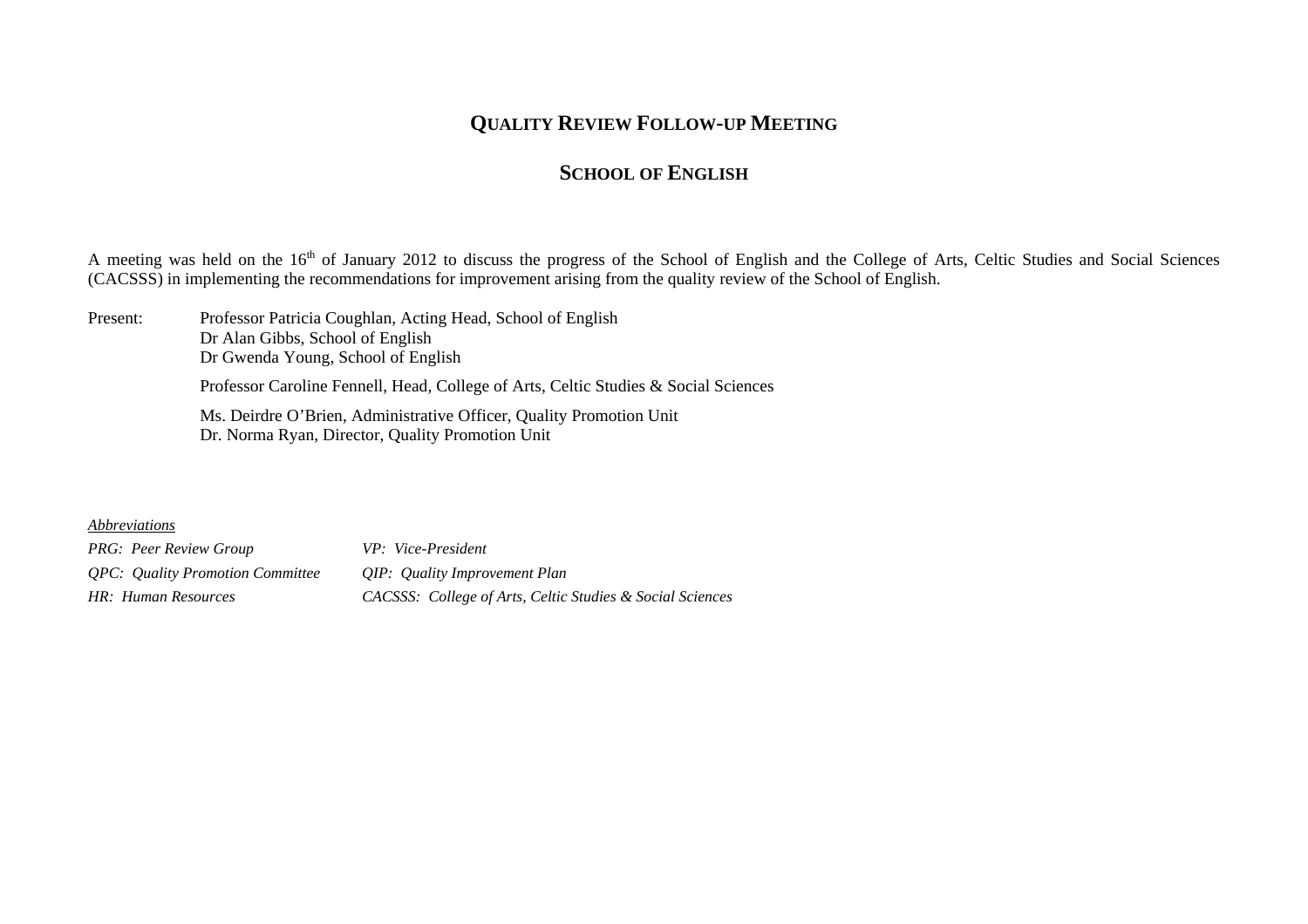# QUALITY REVIEW FOLLOW-UP MEETING

## SCHOOL OF ENGLISH

A meeting was held on the 16th of January 2012 to discuss the progress of the School of English and the College of Arts, Celtic Studies and Social Sciences (CACSSS) in implementing the recommendations for improvement arising from the quality review of the School of English.

Present: Professor Patricia Coughlan, Acting Head, School of English
Dr Alan Gibbs, School of English
Dr Gwenda Young, School of English

Professor Caroline Fennell, Head, College of Arts, Celtic Studies & Social Sciences

Ms. Deirdre O'Brien, Administrative Officer, Quality Promotion Unit
Dr. Norma Ryan, Director, Quality Promotion Unit

*Abbreviations*

| | |
|---|---|
| *PRG: Peer Review Group* | *VP: Vice-President* |
| *QPC: Quality Promotion Committee* | *QIP: Quality Improvement Plan* |
| *HR: Human Resources* | *CACSSS: College of Arts, Celtic Studies & Social Sciences* |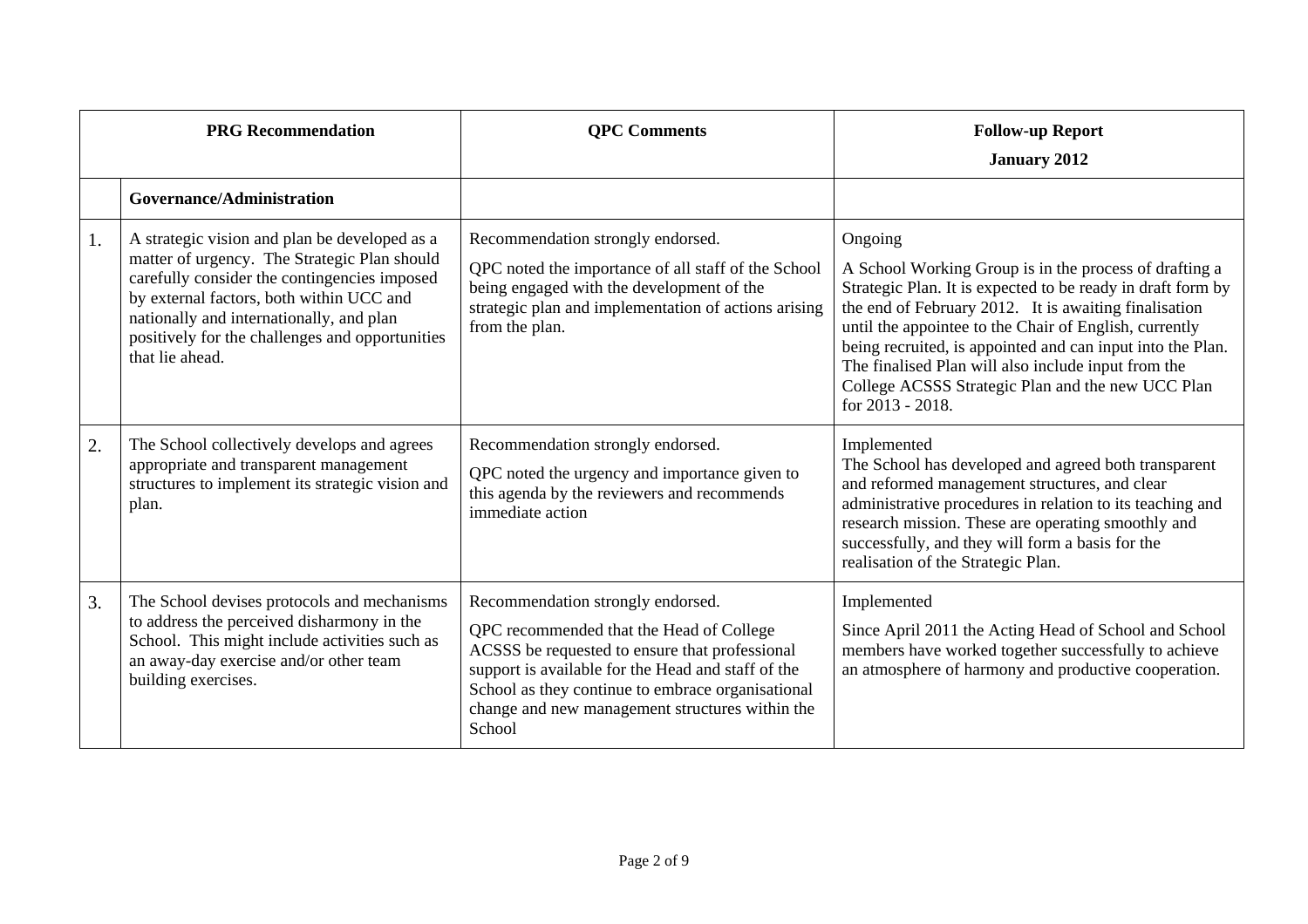| | PRG Recommendation | QPC Comments | Follow-up Report January 2012 |
|---|---|---|---|
| | **Governance/Administration** | | |
| 1. | A strategic vision and plan be developed as a matter of urgency. The Strategic Plan should carefully consider the contingencies imposed by external factors, both within UCC and nationally and internationally, and plan positively for the challenges and opportunities that lie ahead. | Recommendation strongly endorsed. QPC noted the importance of all staff of the School being engaged with the development of the strategic plan and implementation of actions arising from the plan. | Ongoing A School Working Group is in the process of drafting a Strategic Plan. It is expected to be ready in draft form by the end of February 2012. It is awaiting finalisation until the appointee to the Chair of English, currently being recruited, is appointed and can input into the Plan. The finalised Plan will also include input from the College ACSSS Strategic Plan and the new UCC Plan for 2013 - 2018. |
| 2. | The School collectively develops and agrees appropriate and transparent management structures to implement its strategic vision and plan. | Recommendation strongly endorsed. QPC noted the urgency and importance given to this agenda by the reviewers and recommends immediate action | Implemented The School has developed and agreed both transparent and reformed management structures, and clear administrative procedures in relation to its teaching and research mission. These are operating smoothly and successfully, and they will form a basis for the realisation of the Strategic Plan. |
| 3. | The School devises protocols and mechanisms to address the perceived disharmony in the School. This might include activities such as an away-day exercise and/or other team building exercises. | Recommendation strongly endorsed. QPC recommended that the Head of College ACSSS be requested to ensure that professional support is available for the Head and staff of the School as they continue to embrace organisational change and new management structures within the School | Implemented Since April 2011 the Acting Head of School and School members have worked together successfully to achieve an atmosphere of harmony and productive cooperation. |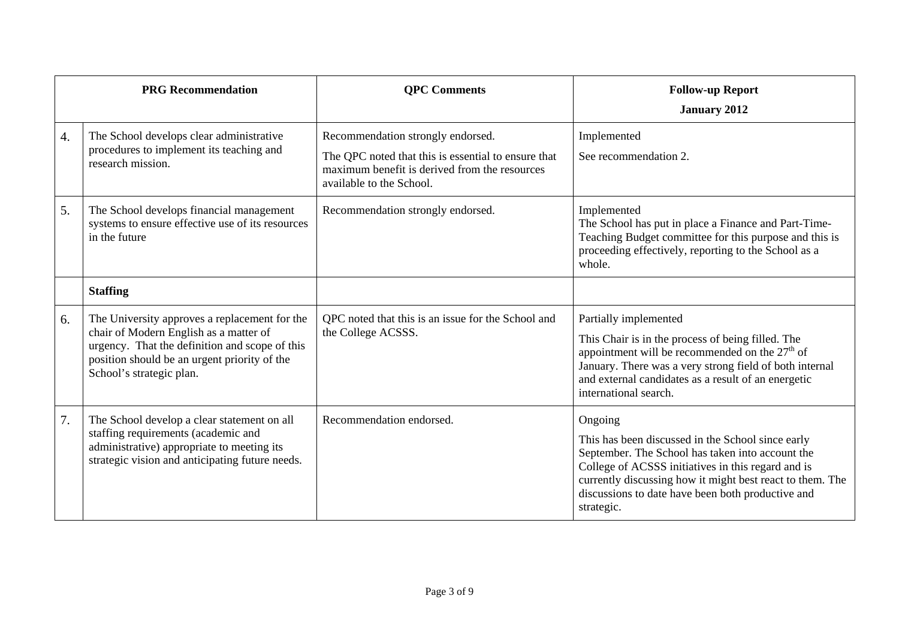| | PRG Recommendation | QPC Comments | Follow-up Report<br>January 2012 |
|---|---|---|---|
| 4. | The School develops clear administrative procedures to implement its teaching and research mission. | Recommendation strongly endorsed.<br>The QPC noted that this is essential to ensure that maximum benefit is derived from the resources available to the School. | Implemented<br>See recommendation 2. |
| 5. | The School develops financial management systems to ensure effective use of its resources in the future | Recommendation strongly endorsed. | Implemented<br>The School has put in place a Finance and Part-Time-Teaching Budget committee for this purpose and this is proceeding effectively, reporting to the School as a whole. |
| | **Staffing** | | |
| 6. | The University approves a replacement for the chair of Modern English as a matter of urgency. That the definition and scope of this position should be an urgent priority of the School's strategic plan. | QPC noted that this is an issue for the School and the College ACSSS. | Partially implemented<br>This Chair is in the process of being filled. The appointment will be recommended on the 27th of January. There was a very strong field of both internal and external candidates as a result of an energetic international search. |
| 7. | The School develop a clear statement on all staffing requirements (academic and administrative) appropriate to meeting its strategic vision and anticipating future needs. | Recommendation endorsed. | Ongoing<br>This has been discussed in the School since early September. The School has taken into account the College of ACSSS initiatives in this regard and is currently discussing how it might best react to them. The discussions to date have been both productive and strategic. |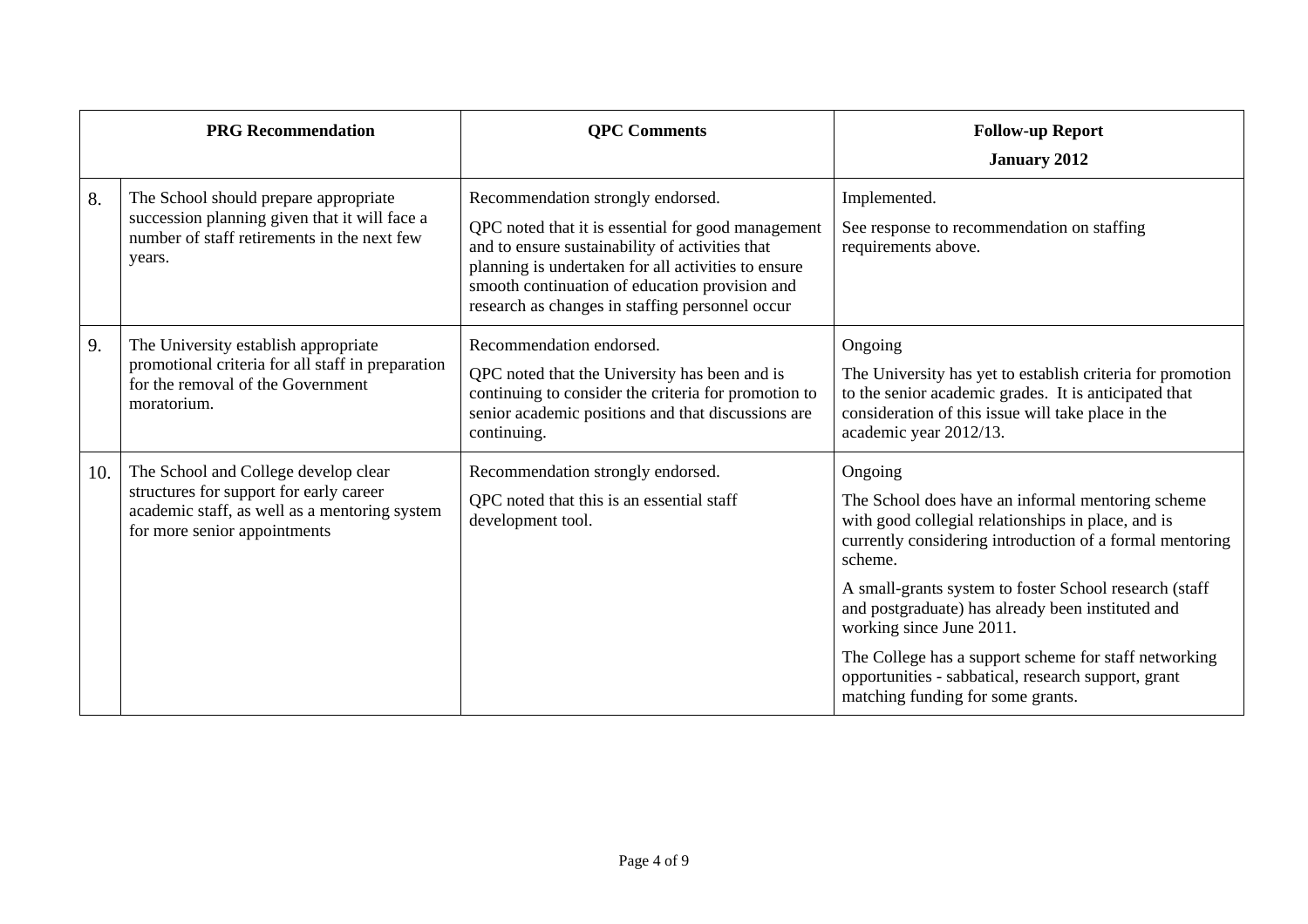| | PRG Recommendation | QPC Comments | Follow-up Report<br><br>January 2012 |
|---|---|---|---|
| 8. | The School should prepare appropriate succession planning given that it will face a number of staff retirements in the next few years. | Recommendation strongly endorsed.<br><br>QPC noted that it is essential for good management and to ensure sustainability of activities that planning is undertaken for all activities to ensure smooth continuation of education provision and research as changes in staffing personnel occur | Implemented.<br><br>See response to recommendation on staffing requirements above. |
| 9. | The University establish appropriate promotional criteria for all staff in preparation for the removal of the Government moratorium. | Recommendation endorsed.<br><br>QPC noted that the University has been and is continuing to consider the criteria for promotion to senior academic positions and that discussions are continuing. | Ongoing<br><br>The University has yet to establish criteria for promotion to the senior academic grades. It is anticipated that consideration of this issue will take place in the academic year 2012/13. |
| 10. | The School and College develop clear structures for support for early career academic staff, as well as a mentoring system for more senior appointments | Recommendation strongly endorsed.<br><br>QPC noted that this is an essential staff development tool. | Ongoing<br><br>The School does have an informal mentoring scheme with good collegial relationships in place, and is currently considering introduction of a formal mentoring scheme.<br><br>A small-grants system to foster School research (staff and postgraduate) has already been instituted and working since June 2011.<br><br>The College has a support scheme for staff networking opportunities - sabbatical, research support, grant matching funding for some grants. |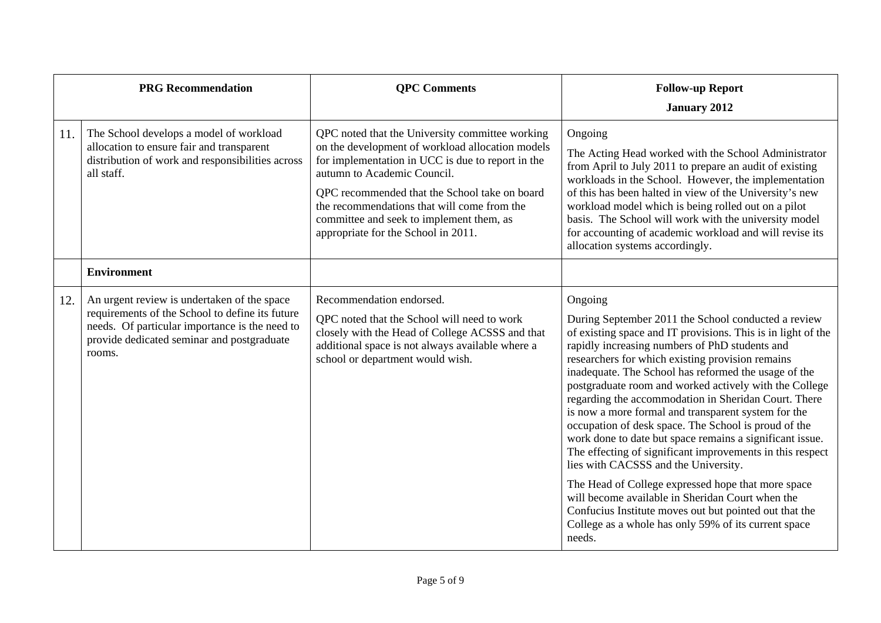| | PRG Recommendation | QPC Comments | Follow-up Report<br>January 2012 |
|---|---|---|---|
| 11. | The School develops a model of workload allocation to ensure fair and transparent distribution of work and responsibilities across all staff. | QPC noted that the University committee working on the development of workload allocation models for implementation in UCC is due to report in the autumn to Academic Council.<br><br>QPC recommended that the School take on board the recommendations that will come from the committee and seek to implement them, as appropriate for the School in 2011. | Ongoing<br><br>The Acting Head worked with the School Administrator from April to July 2011 to prepare an audit of existing workloads in the School. However, the implementation of this has been halted in view of the University's new workload model which is being rolled out on a pilot basis. The School will work with the university model for accounting of academic workload and will revise its allocation systems accordingly. |
| | **Environment** | | |
| 12. | An urgent review is undertaken of the space requirements of the School to define its future needs. Of particular importance is the need to provide dedicated seminar and postgraduate rooms. | Recommendation endorsed.<br><br>QPC noted that the School will need to work closely with the Head of College ACSSS and that additional space is not always available where a school or department would wish. | Ongoing<br><br>During September 2011 the School conducted a review of existing space and IT provisions. This is in light of the rapidly increasing numbers of PhD students and researchers for which existing provision remains inadequate. The School has reformed the usage of the postgraduate room and worked actively with the College regarding the accommodation in Sheridan Court. There is now a more formal and transparent system for the occupation of desk space. The School is proud of the work done to date but space remains a significant issue. The effecting of significant improvements in this respect lies with CACSSS and the University.<br><br>The Head of College expressed hope that more space will become available in Sheridan Court when the Confucius Institute moves out but pointed out that the College as a whole has only 59% of its current space needs. |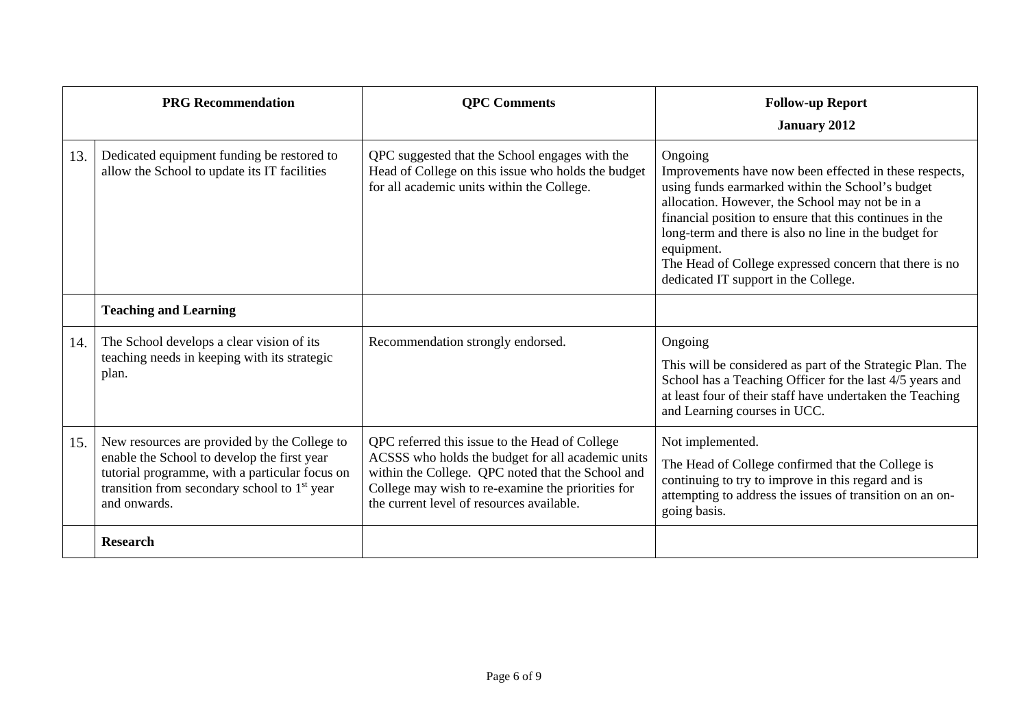| | PRG Recommendation | QPC Comments | Follow-up Report<br>January 2012 |
|---|---|---|---|
| 13. | Dedicated equipment funding be restored to allow the School to update its IT facilities | QPC suggested that the School engages with the Head of College on this issue who holds the budget for all academic units within the College. | Ongoing<br>Improvements have now been effected in these respects, using funds earmarked within the School's budget allocation. However, the School may not be in a financial position to ensure that this continues in the long-term and there is also no line in the budget for equipment.<br>The Head of College expressed concern that there is no dedicated IT support in the College. |
| | **Teaching and Learning** | | |
| 14. | The School develops a clear vision of its teaching needs in keeping with its strategic plan. | Recommendation strongly endorsed. | Ongoing<br>This will be considered as part of the Strategic Plan. The School has a Teaching Officer for the last 4/5 years and at least four of their staff have undertaken the Teaching and Learning courses in UCC. |
| 15. | New resources are provided by the College to enable the School to develop the first year tutorial programme, with a particular focus on transition from secondary school to 1st year and onwards. | QPC referred this issue to the Head of College ACSSS who holds the budget for all academic units within the College. QPC noted that the School and College may wish to re-examine the priorities for the current level of resources available. | Not implemented.<br>The Head of College confirmed that the College is continuing to try to improve in this regard and is attempting to address the issues of transition on an on-going basis. |
| | **Research** | | |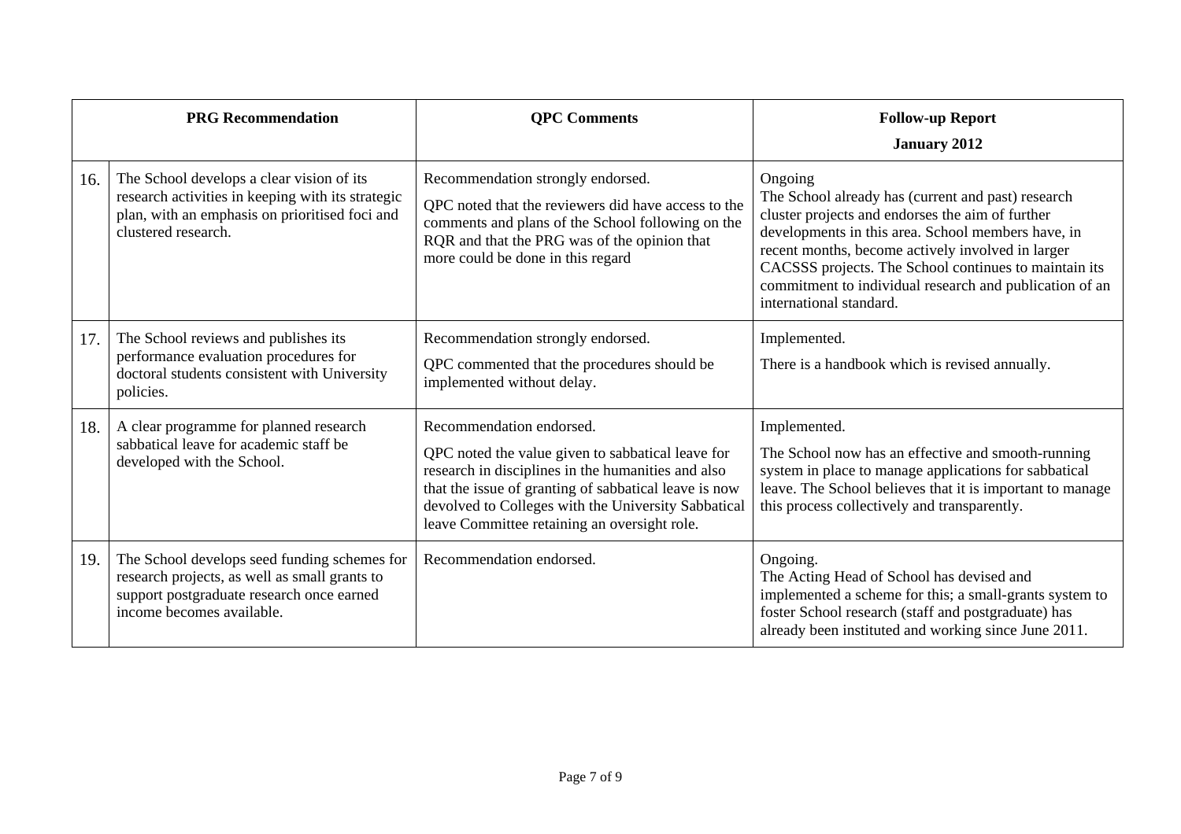| | PRG Recommendation | QPC Comments | Follow-up Report January 2012 |
|---|---|---|---|
| 16. | The School develops a clear vision of its research activities in keeping with its strategic plan, with an emphasis on prioritised foci and clustered research. | Recommendation strongly endorsed. QPC noted that the reviewers did have access to the comments and plans of the School following on the RQR and that the PRG was of the opinion that more could be done in this regard | Ongoing The School already has (current and past) research cluster projects and endorses the aim of further developments in this area. School members have, in recent months, become actively involved in larger CACSSS projects. The School continues to maintain its commitment to individual research and publication of an international standard. |
| 17. | The School reviews and publishes its performance evaluation procedures for doctoral students consistent with University policies. | Recommendation strongly endorsed. QPC commented that the procedures should be implemented without delay. | Implemented. There is a handbook which is revised annually. |
| 18. | A clear programme for planned research sabbatical leave for academic staff be developed with the School. | Recommendation endorsed. QPC noted the value given to sabbatical leave for research in disciplines in the humanities and also that the issue of granting of sabbatical leave is now devolved to Colleges with the University Sabbatical leave Committee retaining an oversight role. | Implemented. The School now has an effective and smooth-running system in place to manage applications for sabbatical leave. The School believes that it is important to manage this process collectively and transparently. |
| 19. | The School develops seed funding schemes for research projects, as well as small grants to support postgraduate research once earned income becomes available. | Recommendation endorsed. | Ongoing. The Acting Head of School has devised and implemented a scheme for this; a small-grants system to foster School research (staff and postgraduate) has already been instituted and working since June 2011. |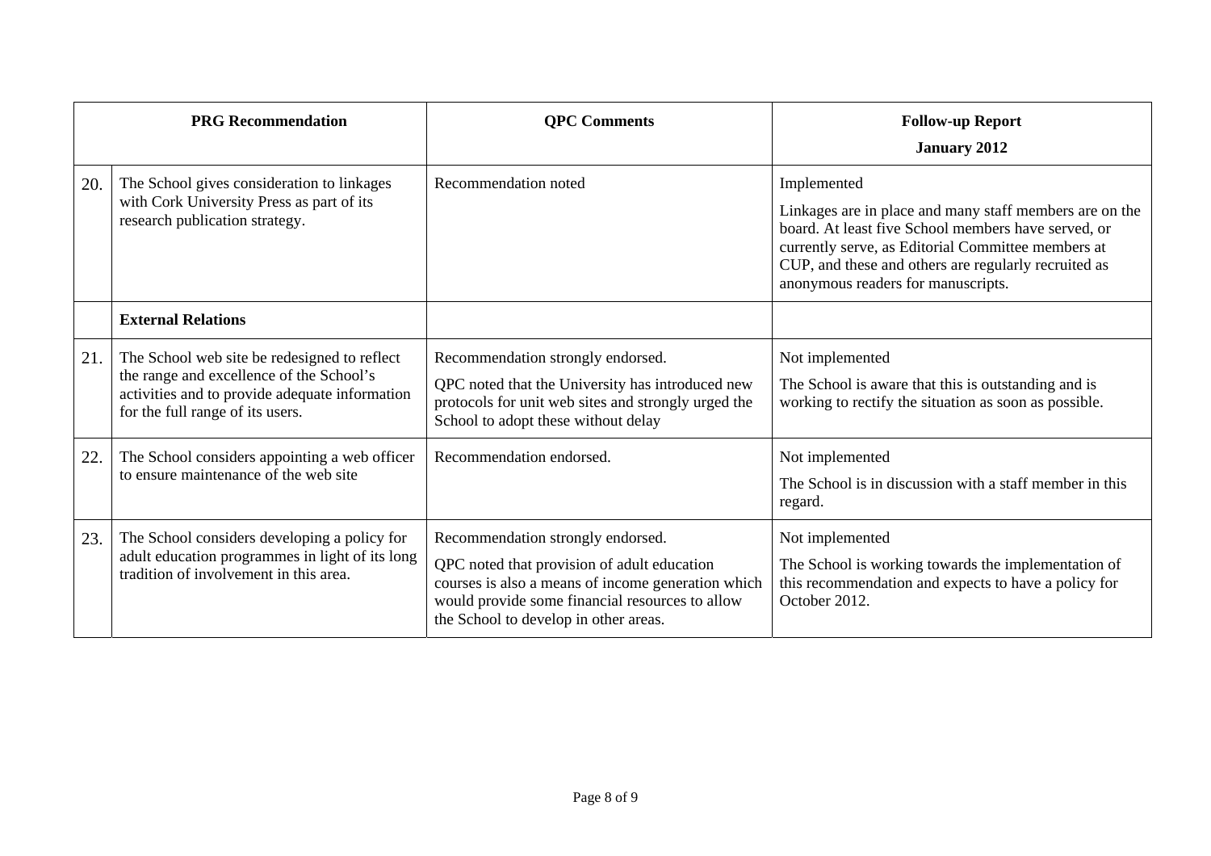| | PRG Recommendation | QPC Comments | Follow-up Report<br>January 2012 |
|---|---|---|---|
| 20. | The School gives consideration to linkages with Cork University Press as part of its research publication strategy. | Recommendation noted | Implemented<br>Linkages are in place and many staff members are on the board. At least five School members have served, or currently serve, as Editorial Committee members at CUP, and these and others are regularly recruited as anonymous readers for manuscripts. |
| | **External Relations** | | |
| 21. | The School web site be redesigned to reflect the range and excellence of the School's activities and to provide adequate information for the full range of its users. | Recommendation strongly endorsed.<br>QPC noted that the University has introduced new protocols for unit web sites and strongly urged the School to adopt these without delay | Not implemented<br>The School is aware that this is outstanding and is working to rectify the situation as soon as possible. |
| 22. | The School considers appointing a web officer to ensure maintenance of the web site | Recommendation endorsed. | Not implemented<br>The School is in discussion with a staff member in this regard. |
| 23. | The School considers developing a policy for adult education programmes in light of its long tradition of involvement in this area. | Recommendation strongly endorsed.<br>QPC noted that provision of adult education courses is also a means of income generation which would provide some financial resources to allow the School to develop in other areas. | Not implemented<br>The School is working towards the implementation of this recommendation and expects to have a policy for October 2012. |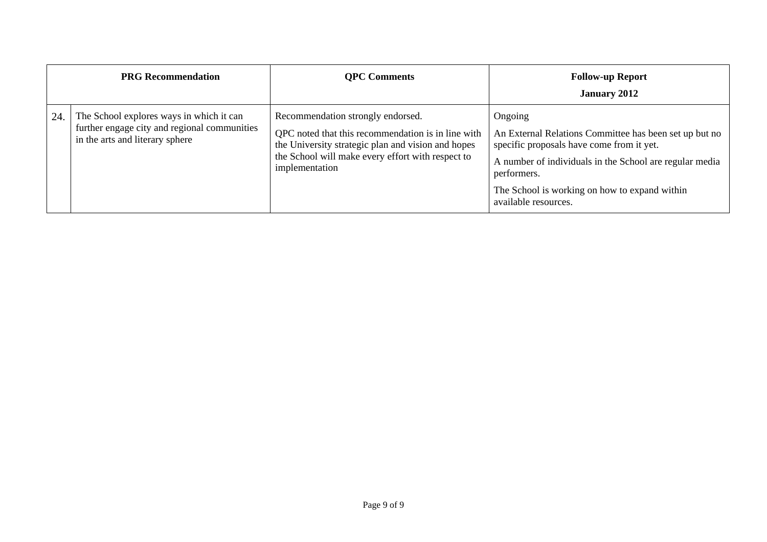| | PRG Recommendation | QPC Comments | Follow-up Report<br>January 2012 |
|---|---|---|---|
| 24. | The School explores ways in which it can further engage city and regional communities in the arts and literary sphere | Recommendation strongly endorsed.<br>QPC noted that this recommendation is in line with the University strategic plan and vision and hopes the School will make every effort with respect to implementation | Ongoing<br>An External Relations Committee has been set up but no specific proposals have come from it yet.<br>A number of individuals in the School are regular media performers.<br>The School is working on how to expand within available resources. |